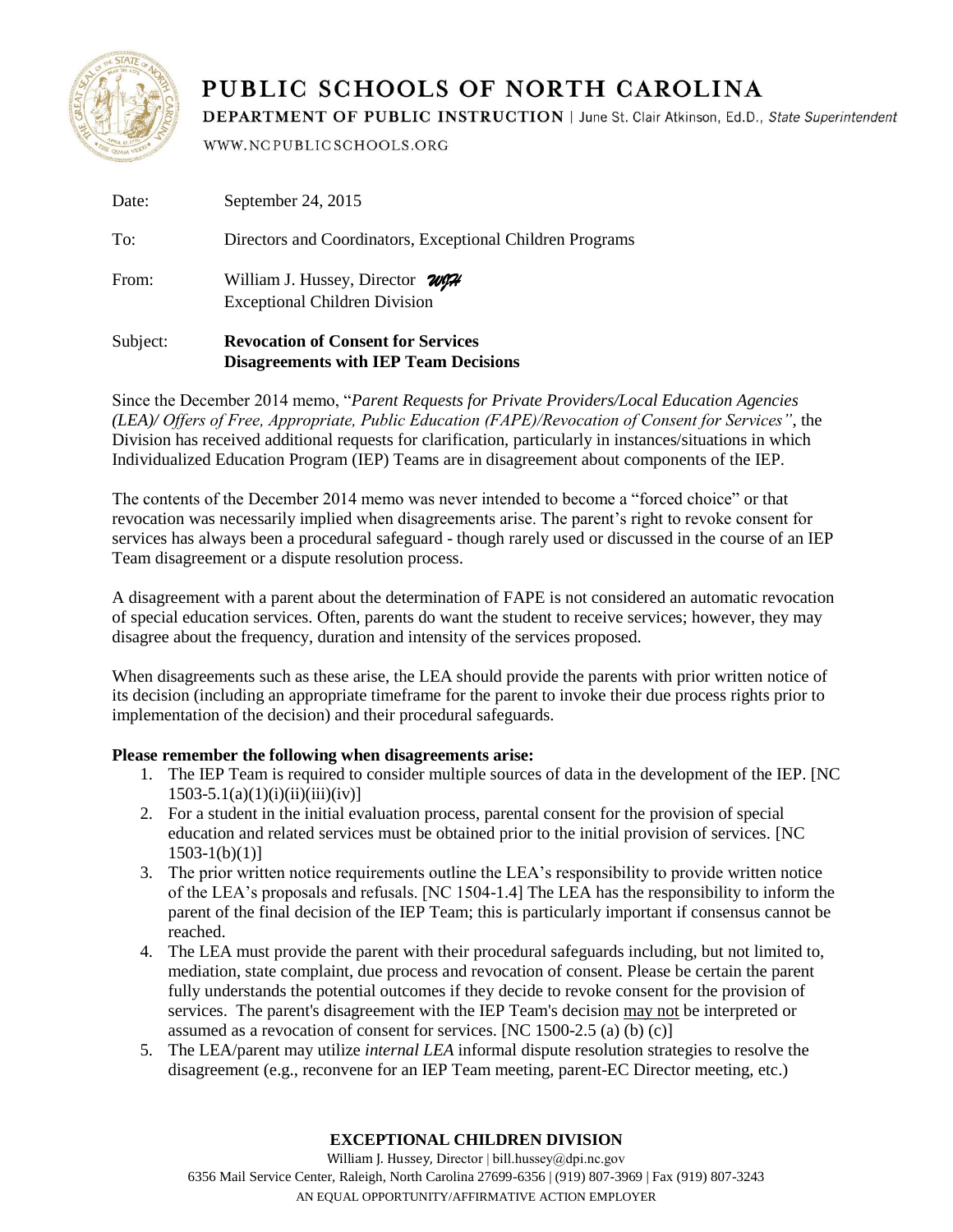# PUBLIC SCHOOLS OF NORTH CAROLINA

**DEPARTMENT OF PUBLIC INSTRUCTION** | June St. Clair Atkinson, Ed.D., *State Superintendent*

WWW.NCPUBLICSCHOOLS.ORG

| | |
|---|---|
| Date: | September 24, 2015 |
| To: | Directors and Coordinators, Exceptional Children Programs |
| From: | William J. Hussey, Director *WJH*<br>Exceptional Children Division |
| Subject: | **Revocation of Consent for Services**<br>**Disagreements with IEP Team Decisions** |

Since the December 2014 memo, "*Parent Requests for Private Providers/Local Education Agencies (LEA)/ Offers of Free, Appropriate, Public Education (FAPE)/Revocation of Consent for Services"*, the Division has received additional requests for clarification, particularly in instances/situations in which Individualized Education Program (IEP) Teams are in disagreement about components of the IEP.

The contents of the December 2014 memo was never intended to become a "forced choice" or that revocation was necessarily implied when disagreements arise. The parent's right to revoke consent for services has always been a procedural safeguard - though rarely used or discussed in the course of an IEP Team disagreement or a dispute resolution process.

A disagreement with a parent about the determination of FAPE is not considered an automatic revocation of special education services. Often, parents do want the student to receive services; however, they may disagree about the frequency, duration and intensity of the services proposed.

When disagreements such as these arise, the LEA should provide the parents with prior written notice of its decision (including an appropriate timeframe for the parent to invoke their due process rights prior to implementation of the decision) and their procedural safeguards.

**Please remember the following when disagreements arise:**

1. The IEP Team is required to consider multiple sources of data in the development of the IEP. [NC 1503-5.1(a)(1)(i)(ii)(iii)(iv)]
2. For a student in the initial evaluation process, parental consent for the provision of special education and related services must be obtained prior to the initial provision of services. [NC 1503-1(b)(1)]
3. The prior written notice requirements outline the LEA's responsibility to provide written notice of the LEA's proposals and refusals. [NC 1504-1.4] The LEA has the responsibility to inform the parent of the final decision of the IEP Team; this is particularly important if consensus cannot be reached.
4. The LEA must provide the parent with their procedural safeguards including, but not limited to, mediation, state complaint, due process and revocation of consent. Please be certain the parent fully understands the potential outcomes if they decide to revoke consent for the provision of services. The parent's disagreement with the IEP Team's decision may not be interpreted or assumed as a revocation of consent for services. [NC 1500-2.5 (a) (b) (c)]
5. The LEA/parent may utilize *internal LEA* informal dispute resolution strategies to resolve the disagreement (e.g., reconvene for an IEP Team meeting, parent-EC Director meeting, etc.)

**EXCEPTIONAL CHILDREN DIVISION**

William J. Hussey, Director | bill.hussey@dpi.nc.gov
6356 Mail Service Center, Raleigh, North Carolina 27699-6356 | (919) 807-3969 | Fax (919) 807-3243
AN EQUAL OPPORTUNITY/AFFIRMATIVE ACTION EMPLOYER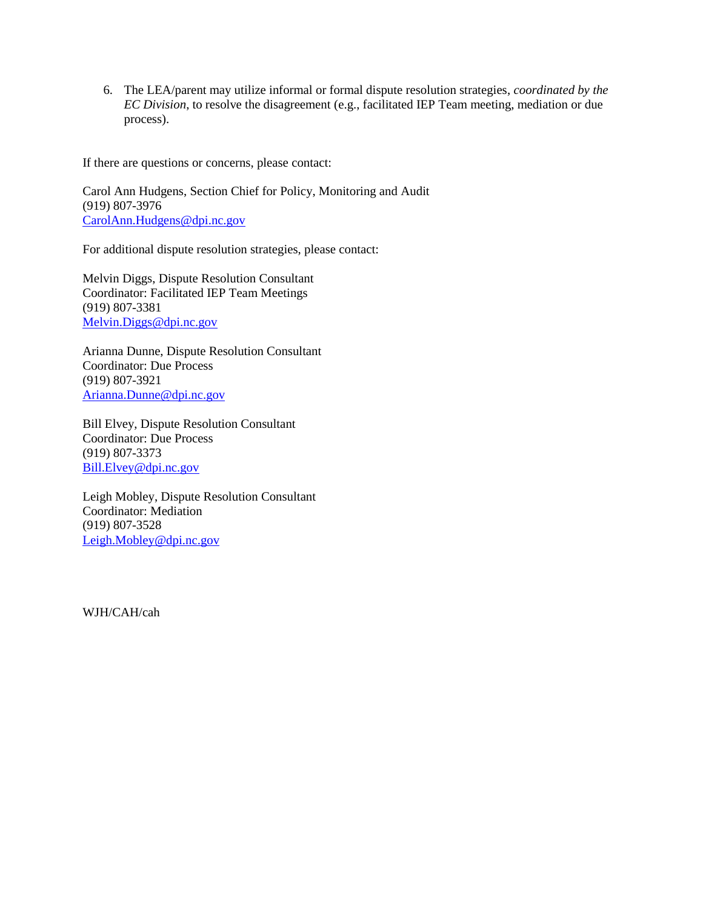6. The LEA/parent may utilize informal or formal dispute resolution strategies, *coordinated by the EC Division*, to resolve the disagreement (e.g., facilitated IEP Team meeting, mediation or due process).

If there are questions or concerns, please contact:

Carol Ann Hudgens, Section Chief for Policy, Monitoring and Audit
(919) 807-3976
CarolAnn.Hudgens@dpi.nc.gov

For additional dispute resolution strategies, please contact:

Melvin Diggs, Dispute Resolution Consultant
Coordinator: Facilitated IEP Team Meetings
(919) 807-3381
Melvin.Diggs@dpi.nc.gov

Arianna Dunne, Dispute Resolution Consultant
Coordinator: Due Process
(919) 807-3921
Arianna.Dunne@dpi.nc.gov

Bill Elvey, Dispute Resolution Consultant
Coordinator: Due Process
(919) 807-3373
Bill.Elvey@dpi.nc.gov

Leigh Mobley, Dispute Resolution Consultant
Coordinator: Mediation
(919) 807-3528
Leigh.Mobley@dpi.nc.gov

WJH/CAH/cah